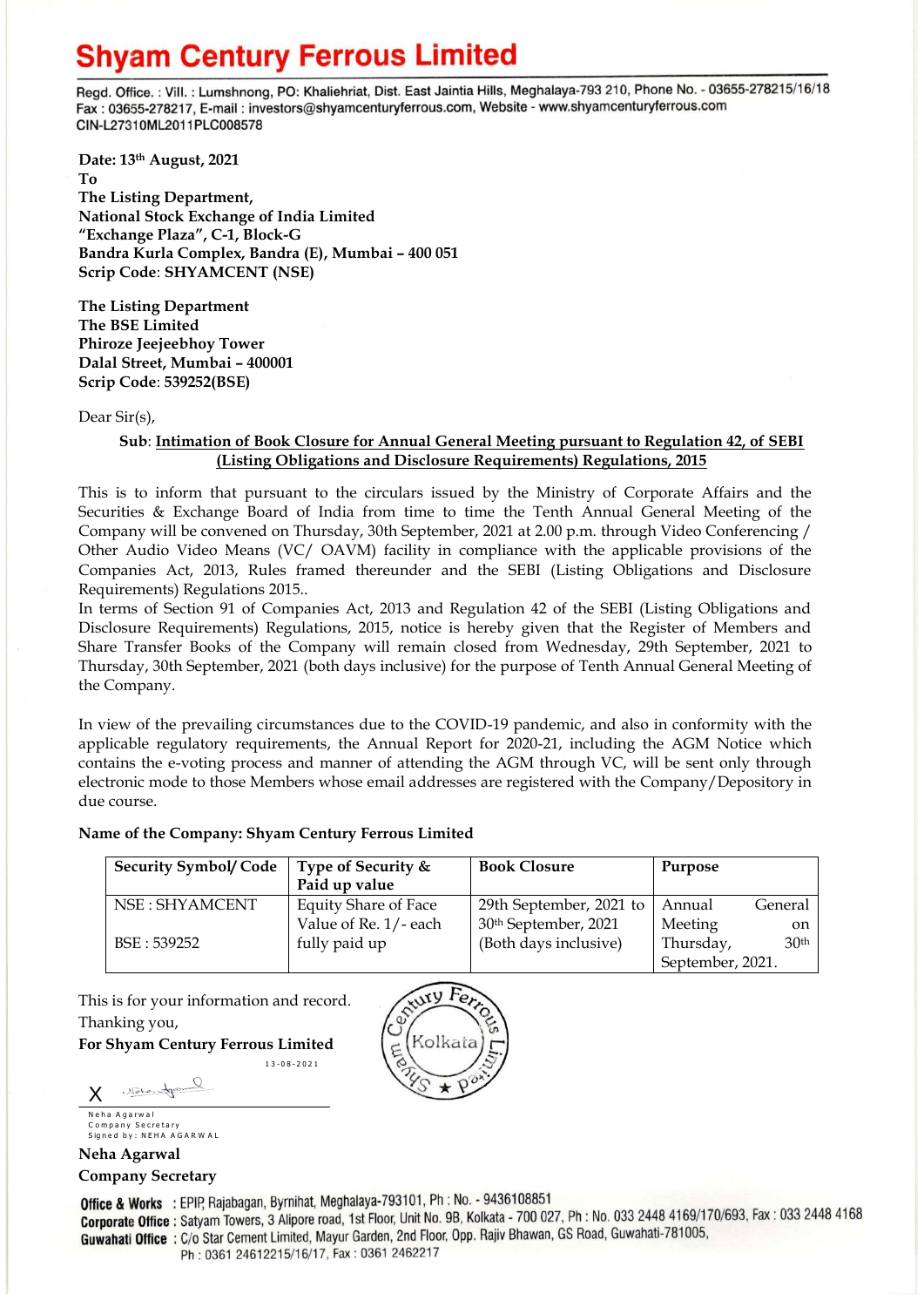# Shyam Century Ferrous Limited

Regd. Office. : Vill. : Lumshnong, PO: Khaliehriat, Dist. East Jaintia Hills, Meghalaya-793 210, Phone No. - 03655-278215/16/18
Fax : 03655-278217, E-mail : investors@shyamcenturyferrous.com, Website - www.shyamcenturyferrous.com
CIN-L27310ML2011PLC008578

**Date: 13th August, 2021**
**To**
**The Listing Department,**
**National Stock Exchange of India Limited**
**"Exchange Plaza", C-1, Block-G**
**Bandra Kurla Complex, Bandra (E), Mumbai – 400 051**
**Scrip Code: SHYAMCENT (NSE)**

**The Listing Department**
**The BSE Limited**
**Phiroze Jeejeebhoy Tower**
**Dalal Street, Mumbai – 400001**
**Scrip Code: 539252(BSE)**

Dear Sir(s),

**Sub: Intimation of Book Closure for Annual General Meeting pursuant to Regulation 42, of SEBI (Listing Obligations and Disclosure Requirements) Regulations, 2015**

This is to inform that pursuant to the circulars issued by the Ministry of Corporate Affairs and the Securities & Exchange Board of India from time to time the Tenth Annual General Meeting of the Company will be convened on Thursday, 30th September, 2021 at 2.00 p.m. through Video Conferencing / Other Audio Video Means (VC/ OAVM) facility in compliance with the applicable provisions of the Companies Act, 2013, Rules framed thereunder and the SEBI (Listing Obligations and Disclosure Requirements) Regulations 2015..
In terms of Section 91 of Companies Act, 2013 and Regulation 42 of the SEBI (Listing Obligations and Disclosure Requirements) Regulations, 2015, notice is hereby given that the Register of Members and Share Transfer Books of the Company will remain closed from Wednesday, 29th September, 2021 to Thursday, 30th September, 2021 (both days inclusive) for the purpose of Tenth Annual General Meeting of the Company.

In view of the prevailing circumstances due to the COVID-19 pandemic, and also in conformity with the applicable regulatory requirements, the Annual Report for 2020-21, including the AGM Notice which contains the e-voting process and manner of attending the AGM through VC, will be sent only through electronic mode to those Members whose email addresses are registered with the Company/Depository in due course.

**Name of the Company: Shyam Century Ferrous Limited**

| Security Symbol/ Code | Type of Security & Paid up value | Book Closure | Purpose |
|---|---|---|---|
| NSE : SHYAMCENT<br><br>BSE : 539252 | Equity Share of Face Value of Re. 1/- each fully paid up | 29th September, 2021 to 30th September, 2021 (Both days inclusive) | Annual General Meeting on Thursday, 30th September, 2021. |

This is for your information and record.
Thanking you,
**For Shyam Century Ferrous Limited**

13-08-2021

Neha Agarwal
Company Secretary
Signed by: NEHA AGARWAL

**Neha Agarwal**
**Company Secretary**

**Office & Works** : EPIP, Rajabagan, Byrnihat, Meghalaya-793101, Ph : No. - 9436108851
**Corporate Office** : Satyam Towers, 3 Alipore road, 1st Floor, Unit No. 9B, Kolkata - 700 027, Ph : No. 033 2448 4169/170/693, Fax : 033 2448 4168
**Guwahati Office** : C/o Star Cement Limited, Mayur Garden, 2nd Floor, Opp. Rajiv Bhawan, GS Road, Guwahati-781005, Ph : 0361 24612215/16/17, Fax : 0361 2462217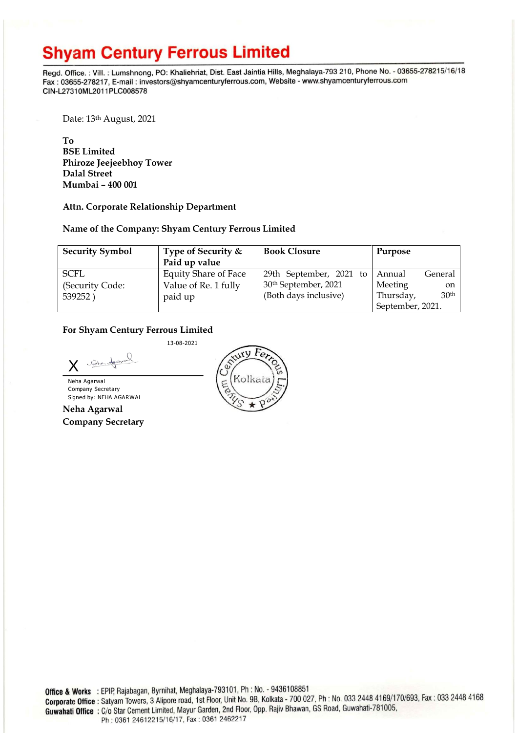# Shyam Century Ferrous Limited

Regd. Office. : Vill. : Lumshnong, PO: Khaliehriat, Dist. East Jaintia Hills, Meghalaya-793 210, Phone No. - 03655-278215/16/18
Fax : 03655-278217, E-mail : investors@shyamcenturyferrous.com, Website - www.shyamcenturyferrous.com
CIN-L27310ML2011PLC008578

Date: 13th August, 2021

**To**
**BSE Limited**
**Phiroze Jeejeebhoy Tower**
**Dalal Street**
**Mumbai – 400 001**

**Attn. Corporate Relationship Department**

**Name of the Company: Shyam Century Ferrous Limited**

| Security Symbol | Type of Security & Paid up value | Book Closure | Purpose |
|---|---|---|---|
| SCFL (Security Code: 539252 ) | Equity Share of Face Value of Re. 1 fully paid up | 29th September, 2021 to 30th September, 2021 (Both days inclusive) | Annual General Meeting on Thursday, 30th September, 2021. |

**For Shyam Century Ferrous Limited**

13-08-2021

Neha Agarwal
Company Secretary
Signed by: NEHA AGARWAL

**Neha Agarwal**
**Company Secretary**

**Office & Works** : EPIP, Rajabagan, Byrnihat, Meghalaya-793101, Ph : No. - 9436108851
**Corporate Office** : Satyam Towers, 3 Alipore road, 1st Floor, Unit No. 9B, Kolkata - 700 027, Ph : No. 033 2448 4169/170/693, Fax : 033 2448 4168
**Guwahati Office** : C/o Star Cement Limited, Mayur Garden, 2nd Floor, Opp. Rajiv Bhawan, GS Road, Guwahati-781005, Ph : 0361 24612215/16/17, Fax : 0361 2462217